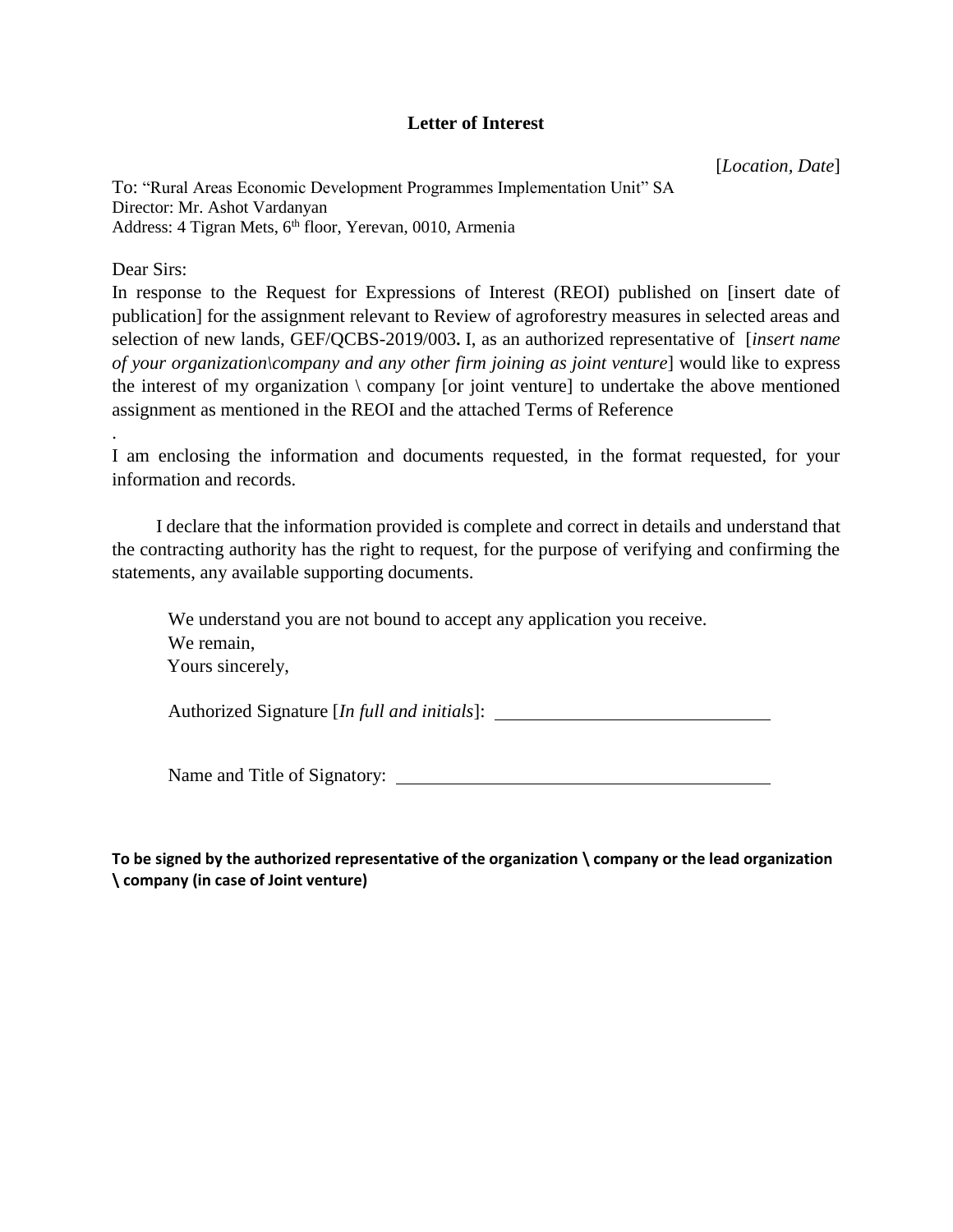# Letter of Interest

[*Location, Date*]

To: "Rural Areas Economic Development Programmes Implementation Unit" SA
Director: Mr. Ashot Vardanyan
Address: 4 Tigran Mets, 6th floor, Yerevan, 0010, Armenia

Dear Sirs:

In response to the Request for Expressions of Interest (REOI) published on [insert date of publication] for the assignment relevant to Review of agroforestry measures in selected areas and selection of new lands, GEF/QCBS-2019/003**.** I, as an authorized representative of [*insert name of your organization\company and any other firm joining as joint venture*] would like to express the interest of my organization \ company [or joint venture] to undertake the above mentioned assignment as mentioned in the REOI and the attached Terms of Reference

.

I am enclosing the information and documents requested, in the format requested, for your information and records.

I declare that the information provided is complete and correct in details and understand that the contracting authority has the right to request, for the purpose of verifying and confirming the statements, any available supporting documents.

We understand you are not bound to accept any application you receive.

We remain,

Yours sincerely,

Authorized Signature [*In full and initials*]: ______________________________

Name and Title of Signatory: ________________________________________

**To be signed by the authorized representative of the organization \ company or the lead organization \ company (in case of Joint venture)**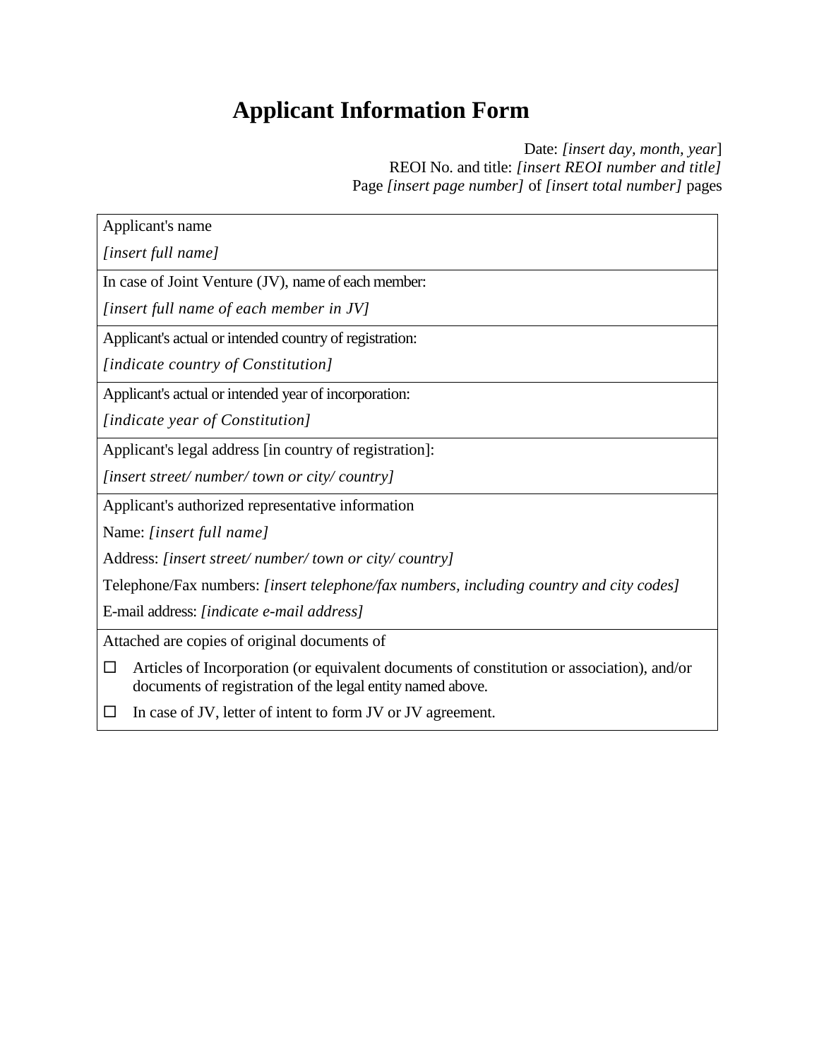# Applicant Information Form

Date: *[insert day, month, year*]
REOI No. and title: *[insert REOI number and title]*
Page *[insert page number]* of *[insert total number]* pages

| Applicant's name<br>*[insert full name]* |
|---|
| In case of Joint Venture (JV), name of each member:<br>*[insert full name of each member in JV]* |
| Applicant's actual or intended country of registration:<br>*[indicate country of Constitution]* |
| Applicant's actual or intended year of incorporation:<br>*[indicate year of Constitution]* |
| Applicant's legal address [in country of registration]:<br>*[insert street/ number/ town or city/ country]* |
| Applicant's authorized representative information<br>Name: *[insert full name]*<br>Address: *[insert street/ number/ town or city/ country]*<br>Telephone/Fax numbers: *[insert telephone/fax numbers, including country and city codes]*<br>E-mail address: *[indicate e-mail address]* |
| Attached are copies of original documents of<br>☐ Articles of Incorporation (or equivalent documents of constitution or association), and/or documents of registration of the legal entity named above.<br>☐ In case of JV, letter of intent to form JV or JV agreement. |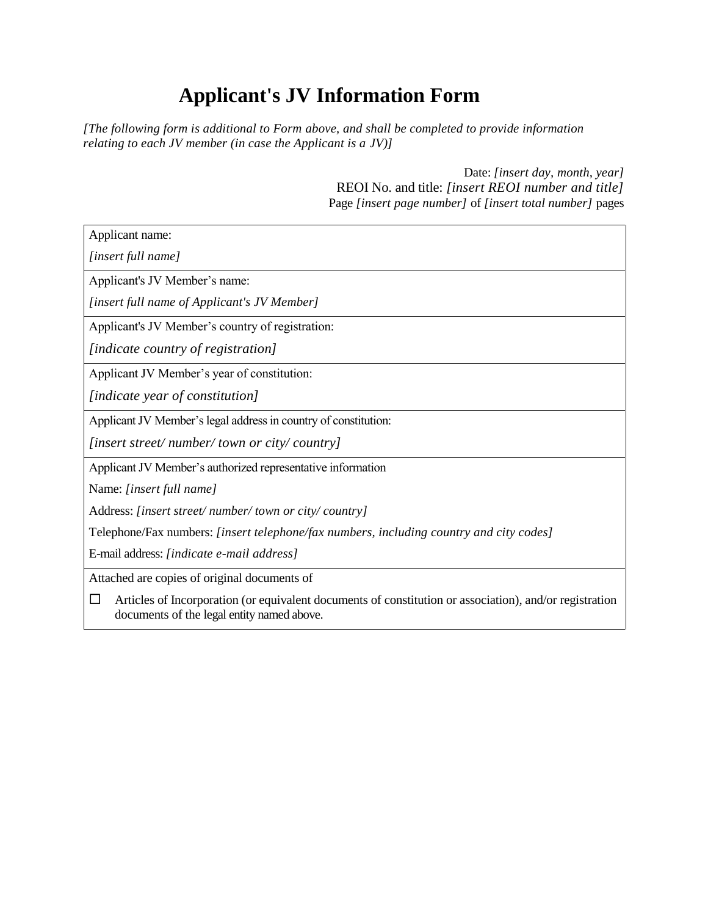# Applicant's JV Information Form

*[The following form is additional to Form above, and shall be completed to provide information relating to each JV member (in case the Applicant is a JV)]*

Date: *[insert day, month, year]*
REOI No. and title: *[insert REOI number and title]*
Page *[insert page number]* of *[insert total number]* pages

| |
|---|
| Applicant name:<br>*[insert full name]* |
| Applicant's JV Member's name:<br>*[insert full name of Applicant's JV Member]* |
| Applicant's JV Member's country of registration:<br>*[indicate country of registration]* |
| Applicant JV Member's year of constitution:<br>*[indicate year of constitution]* |
| Applicant JV Member's legal address in country of constitution:<br>*[insert street/ number/ town or city/ country]* |
| Applicant JV Member's authorized representative information<br>Name: *[insert full name]*<br>Address: *[insert street/ number/ town or city/ country]*<br>Telephone/Fax numbers: *[insert telephone/fax numbers, including country and city codes]*<br>E-mail address: *[indicate e-mail address]* |
| Attached are copies of original documents of<br>☐ Articles of Incorporation (or equivalent documents of constitution or association), and/or registration documents of the legal entity named above. |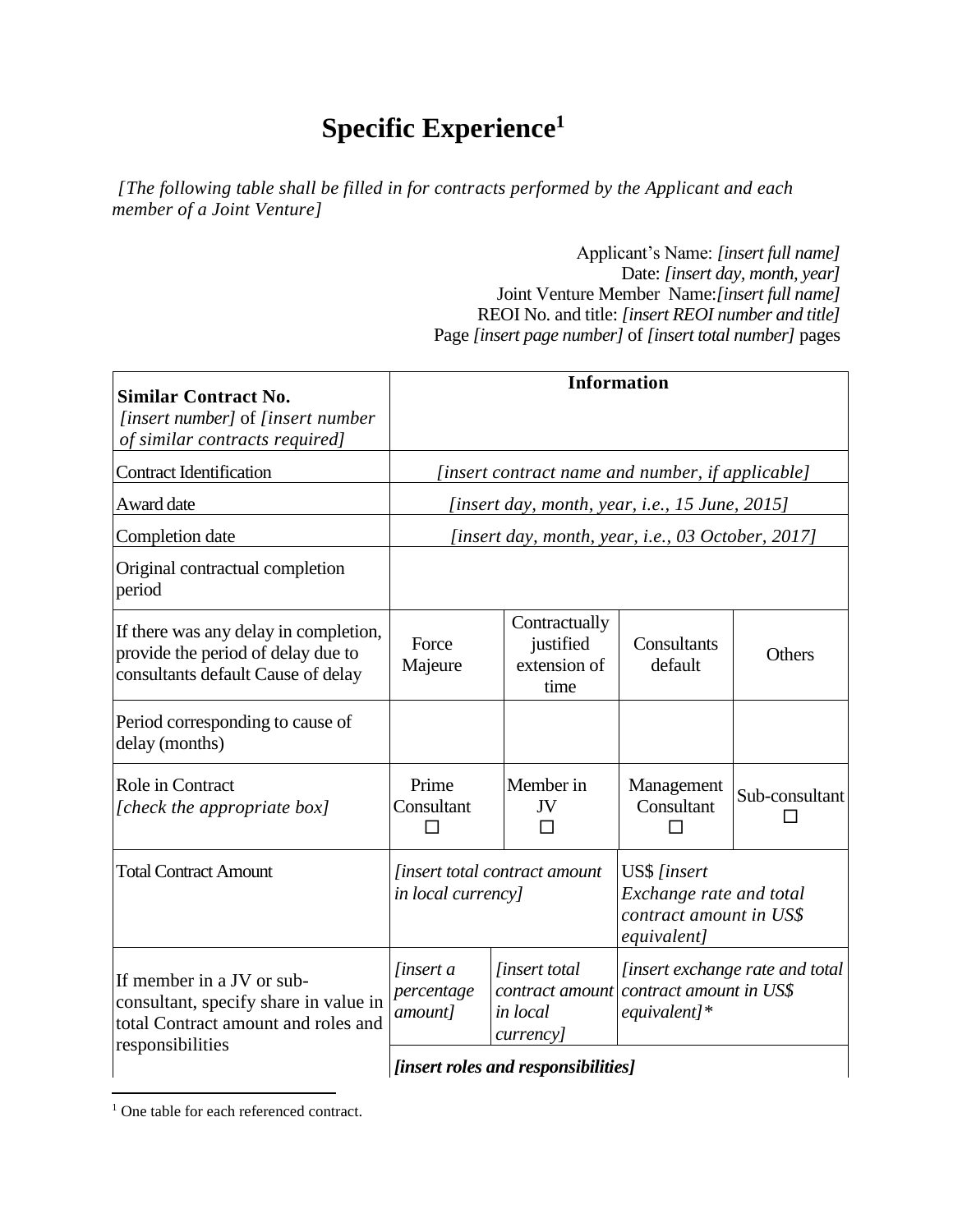# Specific Experience[1]

*[The following table shall be filled in for contracts performed by the Applicant and each member of a Joint Venture]*

Applicant's Name: *[insert full name]*
Date: *[insert day, month, year]*
Joint Venture Member Name: *[insert full name]*
REOI No. and title: *[insert REOI number and title]*
Page *[insert page number]* of *[insert total number]* pages

| **Similar Contract No.** *[insert number]* of *[insert number of similar contracts required]* | **Information** | | | |
|---|---|---|---|---|
| Contract Identification | *[insert contract name and number, if applicable]* | | | |
| Award date | *[insert day, month, year, i.e., 15 June, 2015]* | | | |
| Completion date | *[insert day, month, year, i.e., 03 October, 2017]* | | | |
| Original contractual completion period | | | | |
| If there was any delay in completion, provide the period of delay due to consultants default Cause of delay | Force Majeure | Contractually justified extension of time | Consultants default | Others |
| Period corresponding to cause of delay (months) | | | | |
| Role in Contract *[check the appropriate box]* | Prime Consultant ☐ | Member in JV ☐ | Management Consultant ☐ | Sub-consultant ☐ |
| Total Contract Amount | *[insert total contract amount in local currency]* | | US$ *[insert Exchange rate and total contract amount in US$ equivalent]* | |
| If member in a JV or sub-consultant, specify share in value in total Contract amount and roles and responsibilities | *[insert a percentage amount]* | *[insert total contract amount in local currency]* | *[insert exchange rate and total contract amount in US$ equivalent]\** | |
| | ***[insert roles and responsibilities]*** | | | |

[1] One table for each referenced contract.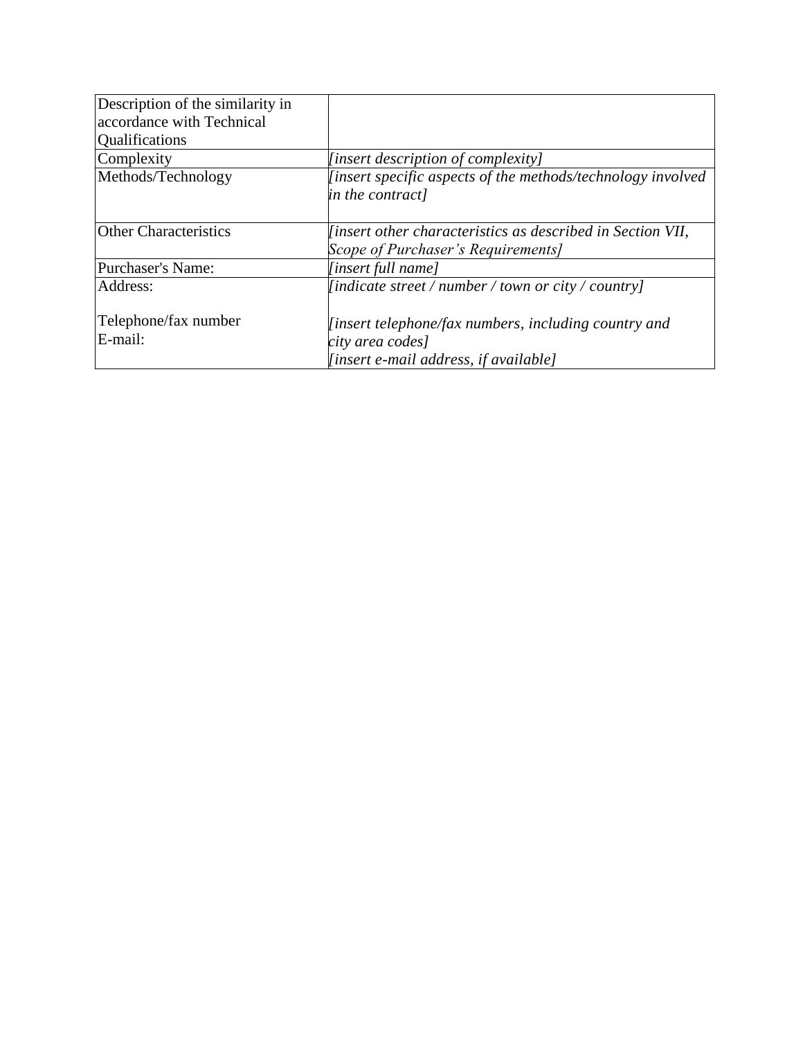| | |
|---|---|
| Description of the similarity in accordance with Technical Qualifications | |
| Complexity | *[insert description of complexity]* |
| Methods/Technology | *[insert specific aspects of the methods/technology involved in the contract]* |
| Other Characteristics | *[insert other characteristics as described in Section VII, Scope of Purchaser's Requirements]* |
| Purchaser's Name: | *[insert full name]* |
| Address:<br><br>Telephone/fax number<br>E-mail: | *[indicate street / number / town or city / country]*<br><br>*[insert telephone/fax numbers, including country and city area codes]*<br>*[insert e-mail address, if available]* |